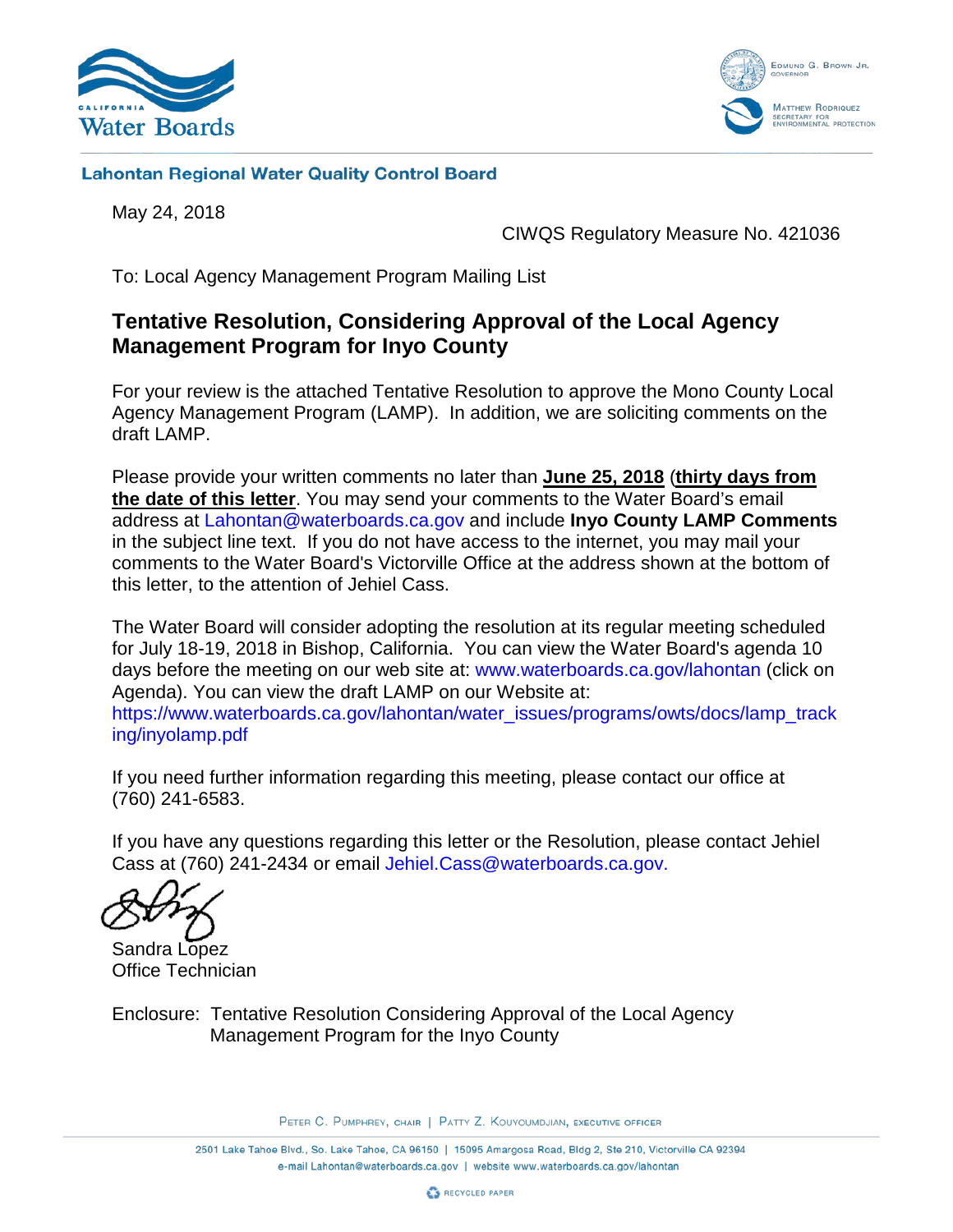**Lahontan Regional Water Quality Control Board**

May 24, 2018

CIWQS Regulatory Measure No. 421036

To: Local Agency Management Program Mailing List

## Tentative Resolution, Considering Approval of the Local Agency Management Program for Inyo County

For your review is the attached Tentative Resolution to approve the Mono County Local Agency Management Program (LAMP). In addition, we are soliciting comments on the draft LAMP.

Please provide your written comments no later than **June 25, 2018** (**thirty days from the date of this letter**. You may send your comments to the Water Board's email address at Lahontan@waterboards.ca.gov and include **Inyo County LAMP Comments** in the subject line text. If you do not have access to the internet, you may mail your comments to the Water Board's Victorville Office at the address shown at the bottom of this letter, to the attention of Jehiel Cass.

The Water Board will consider adopting the resolution at its regular meeting scheduled for July 18-19, 2018 in Bishop, California. You can view the Water Board's agenda 10 days before the meeting on our web site at: www.waterboards.ca.gov/lahontan (click on Agenda). You can view the draft LAMP on our Website at: https://www.waterboards.ca.gov/lahontan/water_issues/programs/owts/docs/lamp_tracking/inyolamp.pdf

If you need further information regarding this meeting, please contact our office at (760) 241-6583.

If you have any questions regarding this letter or the Resolution, please contact Jehiel Cass at (760) 241-2434 or email Jehiel.Cass@waterboards.ca.gov.

Sandra Lopez
Office Technician

Enclosure: Tentative Resolution Considering Approval of the Local Agency Management Program for the Inyo County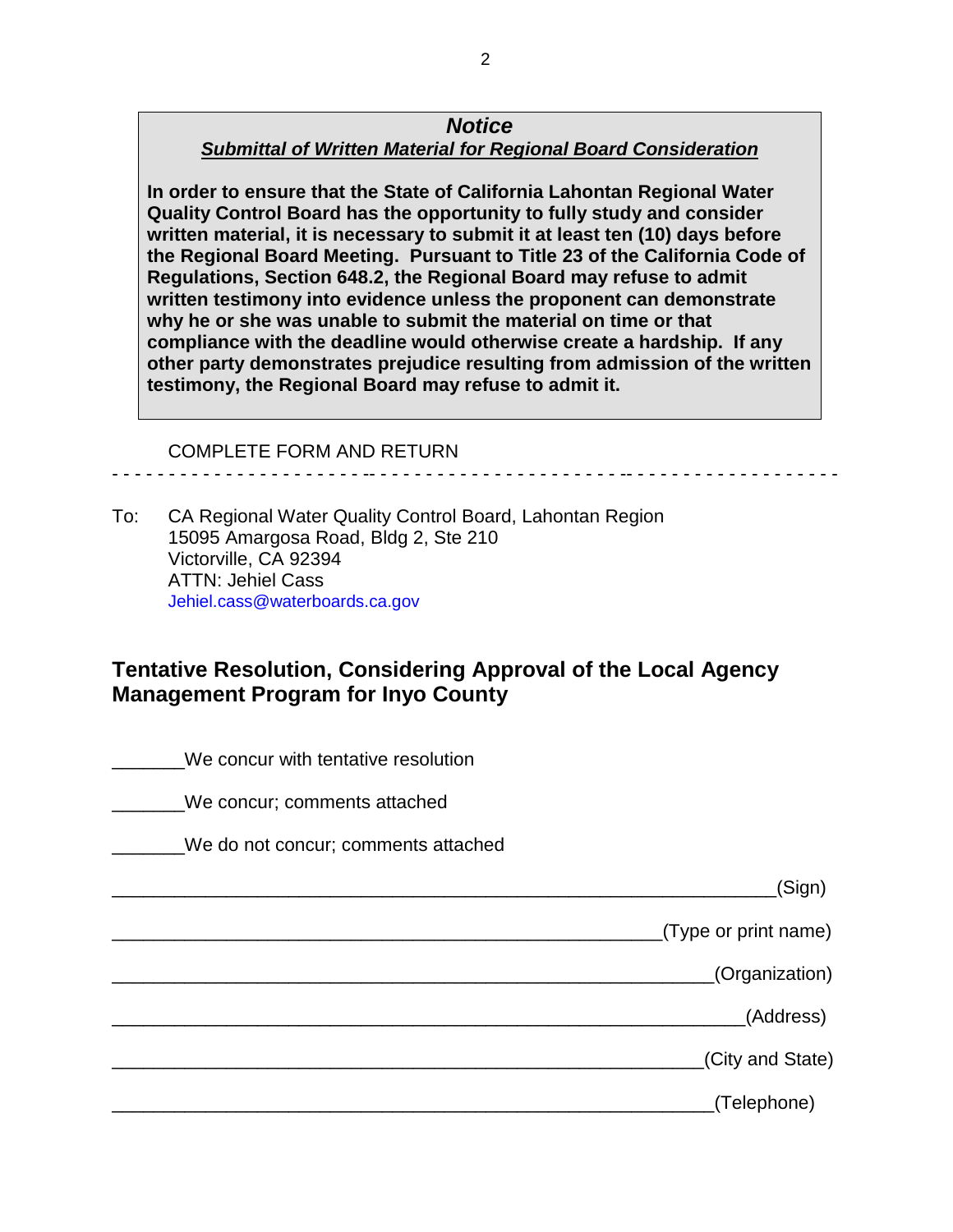***Notice***

***Submittal of Written Material for Regional Board Consideration***

**In order to ensure that the State of California Lahontan Regional Water Quality Control Board has the opportunity to fully study and consider written material, it is necessary to submit it at least ten (10) days before the Regional Board Meeting. Pursuant to Title 23 of the California Code of Regulations, Section 648.2, the Regional Board may refuse to admit written testimony into evidence unless the proponent can demonstrate why he or she was unable to submit the material on time or that compliance with the deadline would otherwise create a hardship. If any other party demonstrates prejudice resulting from admission of the written testimony, the Regional Board may refuse to admit it.**

COMPLETE FORM AND RETURN

- - - - - - - - - - - - - - - - - - - - - - - - - - - - - - - - - - - - - - - - - - - - - - - - - - - - - - - - - - - - -

To: CA Regional Water Quality Control Board, Lahontan Region
15095 Amargosa Road, Bldg 2, Ste 210
Victorville, CA 92394
ATTN: Jehiel Cass
Jehiel.cass@waterboards.ca.gov

## Tentative Resolution, Considering Approval of the Local Agency Management Program for Inyo County

_______We concur with tentative resolution

_______We concur; comments attached

_______We do not concur; comments attached

_______________________________________________________________(Sign)

____________________________________________________(Type or print name)

_________________________________________________________(Organization)

____________________________________________________________(Address)

________________________________________________________(City and State)

_________________________________________________________(Telephone)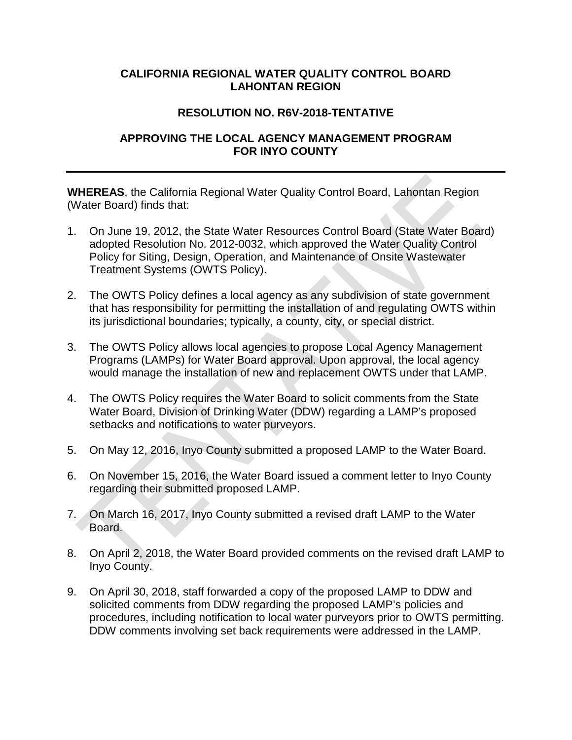**CALIFORNIA REGIONAL WATER QUALITY CONTROL BOARD**
**LAHONTAN REGION**

**RESOLUTION NO. R6V-2018-TENTATIVE**

**APPROVING THE LOCAL AGENCY MANAGEMENT PROGRAM FOR INYO COUNTY**

---

**WHEREAS**, the California Regional Water Quality Control Board, Lahontan Region (Water Board) finds that:

1. On June 19, 2012, the State Water Resources Control Board (State Water Board) adopted Resolution No. 2012-0032, which approved the Water Quality Control Policy for Siting, Design, Operation, and Maintenance of Onsite Wastewater Treatment Systems (OWTS Policy).

2. The OWTS Policy defines a local agency as any subdivision of state government that has responsibility for permitting the installation of and regulating OWTS within its jurisdictional boundaries; typically, a county, city, or special district.

3. The OWTS Policy allows local agencies to propose Local Agency Management Programs (LAMPs) for Water Board approval. Upon approval, the local agency would manage the installation of new and replacement OWTS under that LAMP.

4. The OWTS Policy requires the Water Board to solicit comments from the State Water Board, Division of Drinking Water (DDW) regarding a LAMP's proposed setbacks and notifications to water purveyors.

5. On May 12, 2016, Inyo County submitted a proposed LAMP to the Water Board.

6. On November 15, 2016, the Water Board issued a comment letter to Inyo County regarding their submitted proposed LAMP.

7. On March 16, 2017, Inyo County submitted a revised draft LAMP to the Water Board.

8. On April 2, 2018, the Water Board provided comments on the revised draft LAMP to Inyo County.

9. On April 30, 2018, staff forwarded a copy of the proposed LAMP to DDW and solicited comments from DDW regarding the proposed LAMP's policies and procedures, including notification to local water purveyors prior to OWTS permitting. DDW comments involving set back requirements were addressed in the LAMP.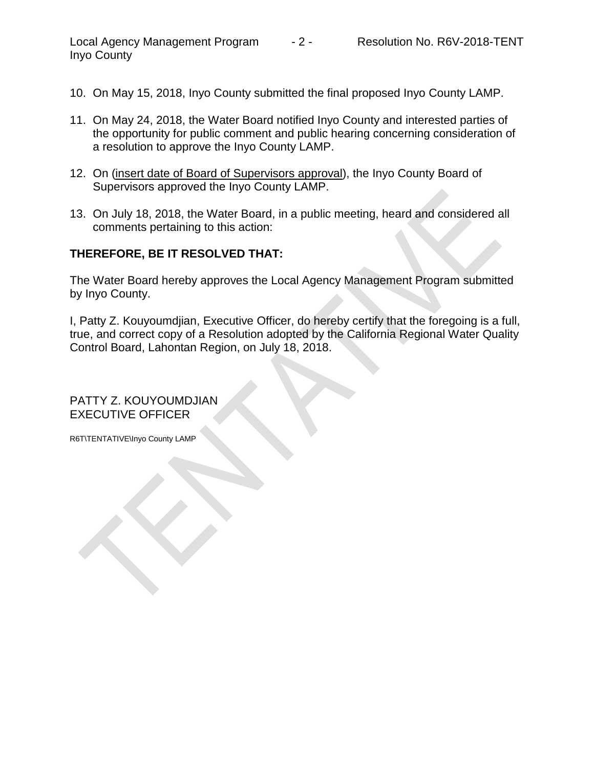10. On May 15, 2018, Inyo County submitted the final proposed Inyo County LAMP.

11. On May 24, 2018, the Water Board notified Inyo County and interested parties of the opportunity for public comment and public hearing concerning consideration of a resolution to approve the Inyo County LAMP.

12. On (insert date of Board of Supervisors approval), the Inyo County Board of Supervisors approved the Inyo County LAMP.

13. On July 18, 2018, the Water Board, in a public meeting, heard and considered all comments pertaining to this action:

**THEREFORE, BE IT RESOLVED THAT:**

The Water Board hereby approves the Local Agency Management Program submitted by Inyo County.

I, Patty Z. Kouyoumdjian, Executive Officer, do hereby certify that the foregoing is a full, true, and correct copy of a Resolution adopted by the California Regional Water Quality Control Board, Lahontan Region, on July 18, 2018.

PATTY Z. KOUYOUMDJIAN
EXECUTIVE OFFICER

R6T\TENTATIVE\Inyo County LAMP